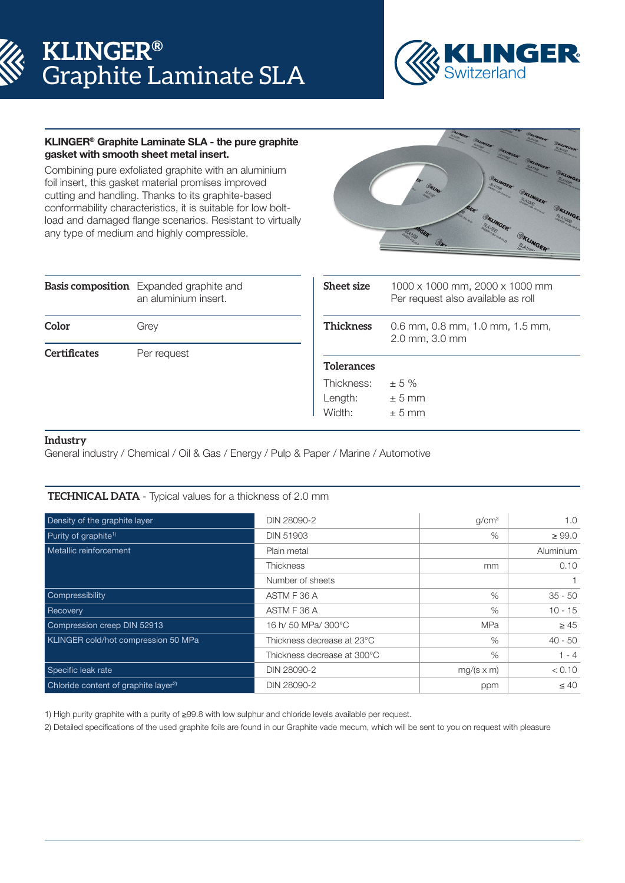# KLINGER® Graphite Laminate SLA

**KLINGER® Graphite Laminate SLA - the pure graphite gasket with smooth sheet metal insert.**

Combining pure exfoliated graphite with an aluminium foil insert, this gasket material promises improved cutting and handling. Thanks to its graphite-based conformability characteristics, it is suitable for low bolt-load and damaged flange scenarios. Resistant to virtually any type of medium and highly compressible.

| | |
|---|---|
| **Basis composition** | Expanded graphite and an aluminium insert. |
| **Color** | Grey |
| **Certificates** | Per request |

| | |
|---|---|
| **Sheet size** | 1000 x 1000 mm, 2000 x 1000 mm<br>Per request also available as roll |
| **Thickness** | 0.6 mm, 0.8 mm, 1.0 mm, 1.5 mm, 2.0 mm, 3.0 mm |

**Tolerances**

| | |
|---|---|
| Thickness: | ± 5 % |
| Length: | ± 5 mm |
| Width: | ± 5 mm |

**Industry**

General industry / Chemical / Oil & Gas / Energy / Pulp & Paper / Marine / Automotive

**TECHNICAL DATA** - Typical values for a thickness of 2.0 mm

| Property | Test | Unit | Value |
|---|---|---|---|
| Density of the graphite layer | DIN 28090-2 | g/cm³ | 1.0 |
| Purity of graphite[1] | DIN 51903 | % | ≥ 99.0 |
| Metallic reinforcement | Plain metal | | Aluminium |
| | Thickness | mm | 0.10 |
| | Number of sheets | | 1 |
| Compressibility | ASTM F 36 A | % | 35 - 50 |
| Recovery | ASTM F 36 A | % | 10 - 15 |
| Compression creep DIN 52913 | 16 h/ 50 MPa/ 300°C | MPa | ≥ 45 |
| KLINGER cold/hot compression 50 MPa | Thickness decrease at 23°C | % | 40 - 50 |
| | Thickness decrease at 300°C | % | 1 - 4 |
| Specific leak rate | DIN 28090-2 | mg/(s x m) | < 0.10 |
| Chloride content of graphite layer[2] | DIN 28090-2 | ppm | ≤ 40 |

1) High purity graphite with a purity of ≥99.8 with low sulphur and chloride levels available per request.

2) Detailed specifications of the used graphite foils are found in our Graphite vade mecum, which will be sent to you on request with pleasure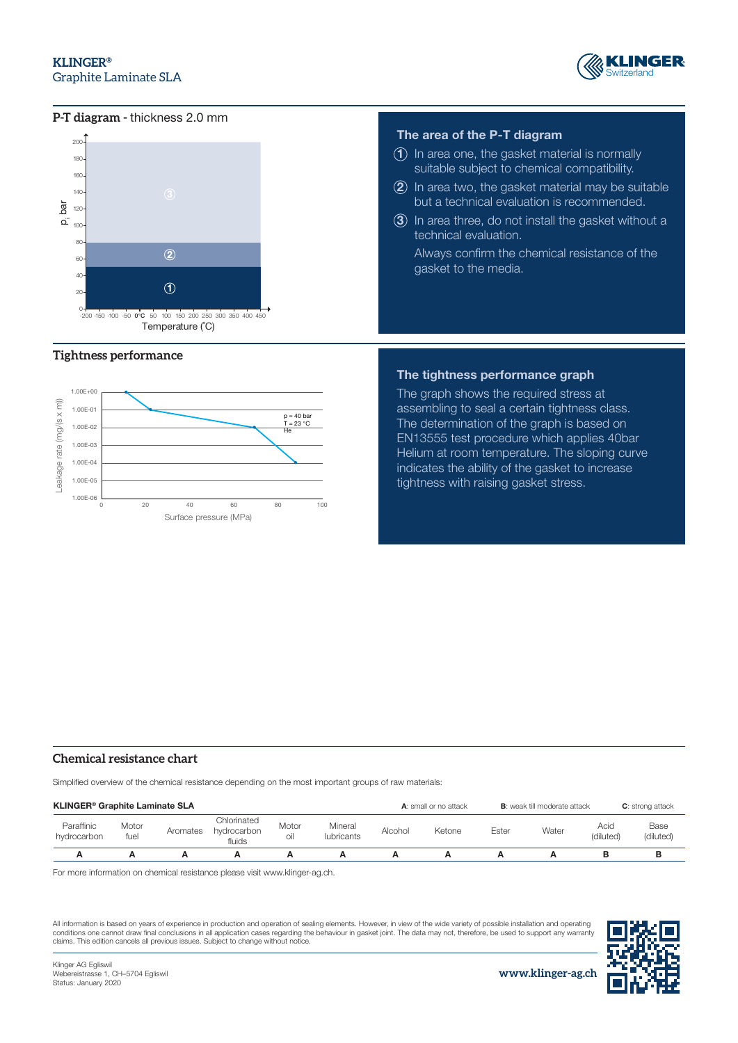**KLINGER®**
Graphite Laminate SLA

## P-T diagram - thickness 2.0 mm

$p_i$ bar

200
180
160
140
120
100
80
60
40
20
0

③
②
①

-200 -150 -100 -50 0°C 50 100 150 200 250 300 350 400 450

Temperature (°C)

### The area of the P-T diagram

① In area one, the gasket material is normally suitable subject to chemical compatibility.

② In area two, the gasket material may be suitable but a technical evaluation is recommended.

③ In area three, do not install the gasket without a technical evaluation.

Always confirm the chemical resistance of the gasket to the media.

## Tightness performance

Leakage rate (mg/(s x m))

1.00E+00
1.00E-01
1.00E-02
1.00E-03
1.00E-04
1.00E-05
1.00E-06

p = 40 bar
T = 23 °C
He

0 20 40 60 80 100

Surface pressure (MPa)

### The tightness performance graph

The graph shows the required stress at assembling to seal a certain tightness class. The determination of the graph is based on EN13555 test procedure which applies 40bar Helium at room temperature. The sloping curve indicates the ability of the gasket to increase tightness with raising gasket stress.

## Chemical resistance chart

Simplified overview of the chemical resistance depending on the most important groups of raw materials:

**KLINGER® Graphite Laminate SLA** — **A**: small or no attack — **B**: weak till moderate attack — **C**: strong attack

| Paraffinic hydrocarbon | Motor fuel | Aromates | Chlorinated hydrocarbon fluids | Motor oil | Mineral lubricants | Alcohol | Ketone | Ester | Water | Acid (diluted) | Base (diluted) |
|---|---|---|---|---|---|---|---|---|---|---|---|
| **A** | **A** | **A** | **A** | **A** | **A** | **A** | **A** | **A** | **A** | **B** | **B** |

For more information on chemical resistance please visit www.klinger-ag.ch.

All information is based on years of experience in production and operation of sealing elements. However, in view of the wide variety of possible installation and operating conditions one cannot draw final conclusions in all application cases regarding the behaviour in gasket joint. The data may not, therefore, be used to support any warranty claims. This edition cancels all previous issues. Subject to change without notice.

Klinger AG Egliswil
Webereistrasse 1, CH–5704 Egliswil
Status: January 2020

**www.klinger-ag.ch**